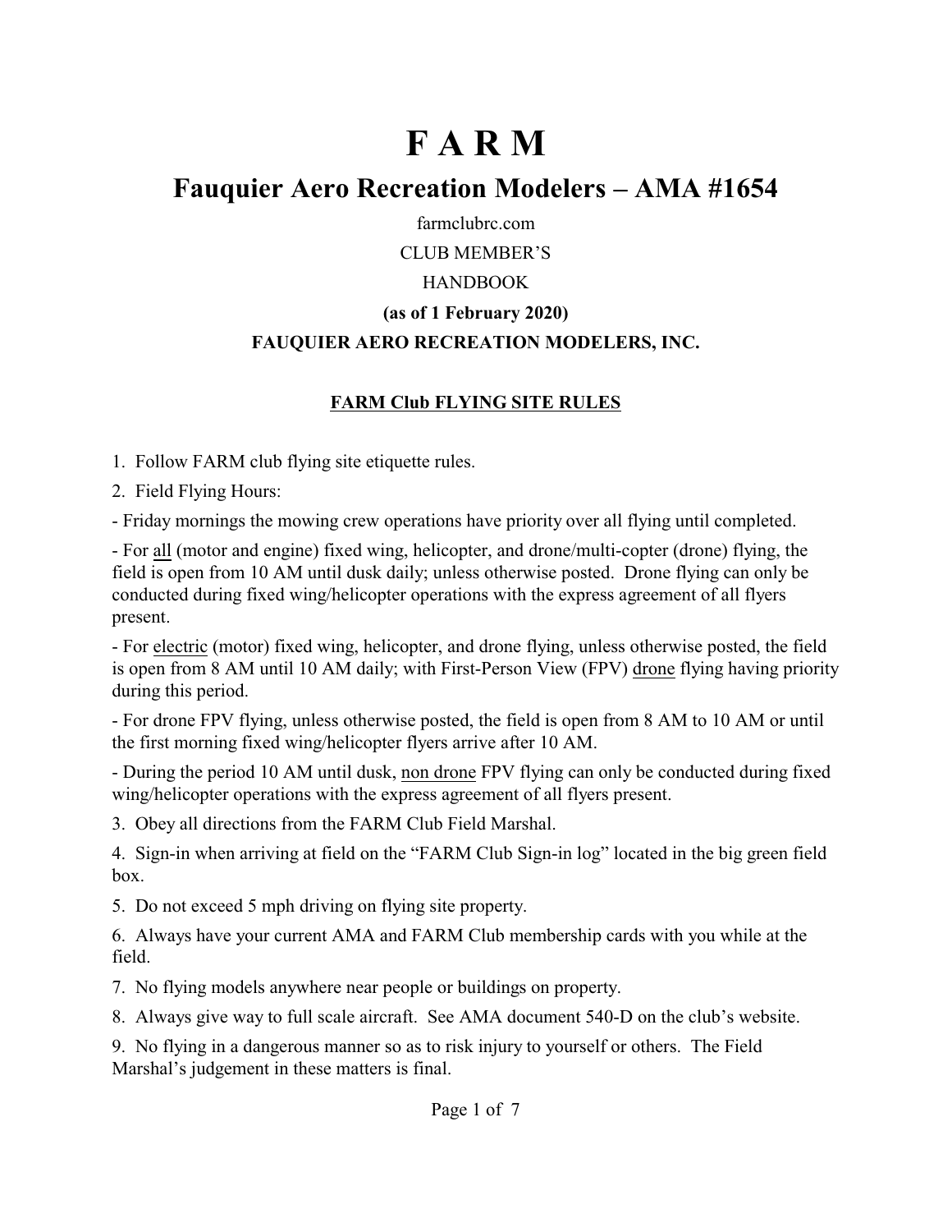# F A R M

## Fauquier Aero Recreation Modelers – AMA #1654

farmclubrc.com

CLUB MEMBER'S

HANDBOOK

**(as of 1 February 2020)**

**FAUQUIER AERO RECREATION MODELERS, INC.**

### FARM Club FLYING SITE RULES

1. Follow FARM club flying site etiquette rules.

2. Field Flying Hours:

- Friday mornings the mowing crew operations have priority over all flying until completed.

- For <u>all</u> (motor and engine) fixed wing, helicopter, and drone/multi-copter (drone) flying, the field is open from 10 AM until dusk daily; unless otherwise posted. Drone flying can only be conducted during fixed wing/helicopter operations with the express agreement of all flyers present.

- For <u>electric</u> (motor) fixed wing, helicopter, and drone flying, unless otherwise posted, the field is open from 8 AM until 10 AM daily; with First-Person View (FPV) <u>drone</u> flying having priority during this period.

- For drone FPV flying, unless otherwise posted, the field is open from 8 AM to 10 AM or until the first morning fixed wing/helicopter flyers arrive after 10 AM.

- During the period 10 AM until dusk, <u>non drone</u> FPV flying can only be conducted during fixed wing/helicopter operations with the express agreement of all flyers present.

3. Obey all directions from the FARM Club Field Marshal.

4. Sign-in when arriving at field on the "FARM Club Sign-in log" located in the big green field box.

5. Do not exceed 5 mph driving on flying site property.

6. Always have your current AMA and FARM Club membership cards with you while at the field.

7. No flying models anywhere near people or buildings on property.

8. Always give way to full scale aircraft. See AMA document 540-D on the club's website.

9. No flying in a dangerous manner so as to risk injury to yourself or others. The Field Marshal's judgement in these matters is final.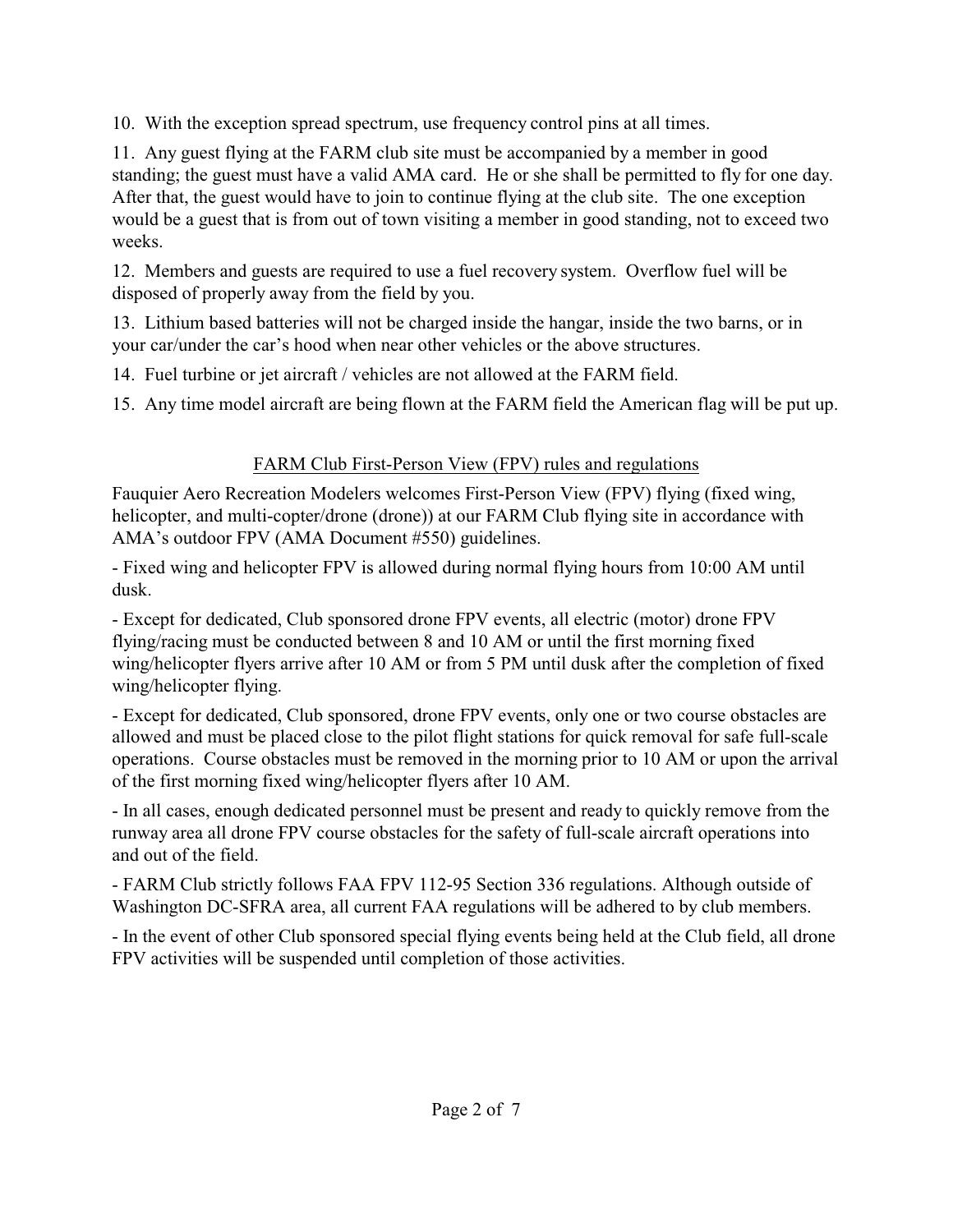10. With the exception spread spectrum, use frequency control pins at all times.

11. Any guest flying at the FARM club site must be accompanied by a member in good standing; the guest must have a valid AMA card. He or she shall be permitted to fly for one day. After that, the guest would have to join to continue flying at the club site. The one exception would be a guest that is from out of town visiting a member in good standing, not to exceed two weeks.

12. Members and guests are required to use a fuel recovery system. Overflow fuel will be disposed of properly away from the field by you.

13. Lithium based batteries will not be charged inside the hangar, inside the two barns, or in your car/under the car's hood when near other vehicles or the above structures.

14. Fuel turbine or jet aircraft / vehicles are not allowed at the FARM field.

15. Any time model aircraft are being flown at the FARM field the American flag will be put up.

## FARM Club First-Person View (FPV) rules and regulations

Fauquier Aero Recreation Modelers welcomes First-Person View (FPV) flying (fixed wing, helicopter, and multi-copter/drone (drone)) at our FARM Club flying site in accordance with AMA's outdoor FPV (AMA Document #550) guidelines.

- Fixed wing and helicopter FPV is allowed during normal flying hours from 10:00 AM until dusk.

- Except for dedicated, Club sponsored drone FPV events, all electric (motor) drone FPV flying/racing must be conducted between 8 and 10 AM or until the first morning fixed wing/helicopter flyers arrive after 10 AM or from 5 PM until dusk after the completion of fixed wing/helicopter flying.

- Except for dedicated, Club sponsored, drone FPV events, only one or two course obstacles are allowed and must be placed close to the pilot flight stations for quick removal for safe full-scale operations. Course obstacles must be removed in the morning prior to 10 AM or upon the arrival of the first morning fixed wing/helicopter flyers after 10 AM.

- In all cases, enough dedicated personnel must be present and ready to quickly remove from the runway area all drone FPV course obstacles for the safety of full-scale aircraft operations into and out of the field.

- FARM Club strictly follows FAA FPV 112-95 Section 336 regulations. Although outside of Washington DC-SFRA area, all current FAA regulations will be adhered to by club members.

- In the event of other Club sponsored special flying events being held at the Club field, all drone FPV activities will be suspended until completion of those activities.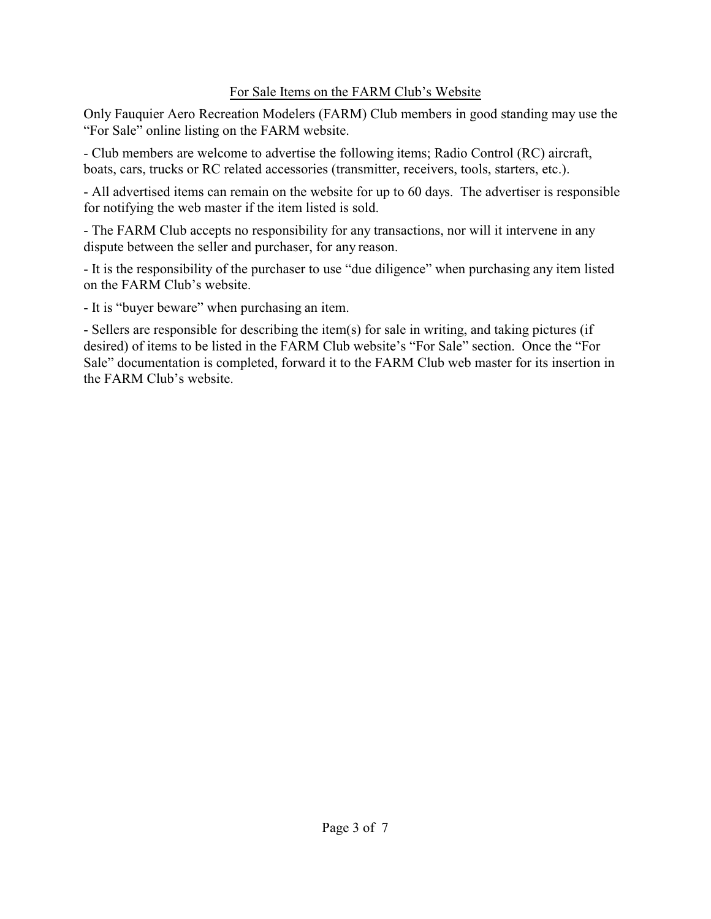## For Sale Items on the FARM Club's Website

Only Fauquier Aero Recreation Modelers (FARM) Club members in good standing may use the "For Sale" online listing on the FARM website.

- Club members are welcome to advertise the following items; Radio Control (RC) aircraft, boats, cars, trucks or RC related accessories (transmitter, receivers, tools, starters, etc.).

- All advertised items can remain on the website for up to 60 days. The advertiser is responsible for notifying the web master if the item listed is sold.

- The FARM Club accepts no responsibility for any transactions, nor will it intervene in any dispute between the seller and purchaser, for any reason.

- It is the responsibility of the purchaser to use "due diligence" when purchasing any item listed on the FARM Club's website.

- It is "buyer beware" when purchasing an item.

- Sellers are responsible for describing the item(s) for sale in writing, and taking pictures (if desired) of items to be listed in the FARM Club website's "For Sale" section. Once the "For Sale" documentation is completed, forward it to the FARM Club web master for its insertion in the FARM Club's website.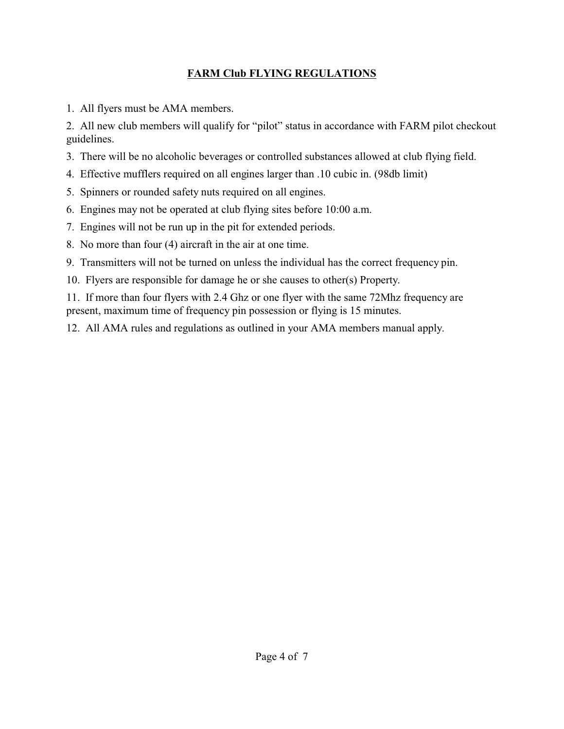## FARM Club FLYING REGULATIONS

1. All flyers must be AMA members.
2. All new club members will qualify for "pilot" status in accordance with FARM pilot checkout guidelines.
3. There will be no alcoholic beverages or controlled substances allowed at club flying field.
4. Effective mufflers required on all engines larger than .10 cubic in. (98db limit)
5. Spinners or rounded safety nuts required on all engines.
6. Engines may not be operated at club flying sites before 10:00 a.m.
7. Engines will not be run up in the pit for extended periods.
8. No more than four (4) aircraft in the air at one time.
9. Transmitters will not be turned on unless the individual has the correct frequency pin.
10. Flyers are responsible for damage he or she causes to other(s) Property.
11. If more than four flyers with 2.4 Ghz or one flyer with the same 72Mhz frequency are present, maximum time of frequency pin possession or flying is 15 minutes.
12. All AMA rules and regulations as outlined in your AMA members manual apply.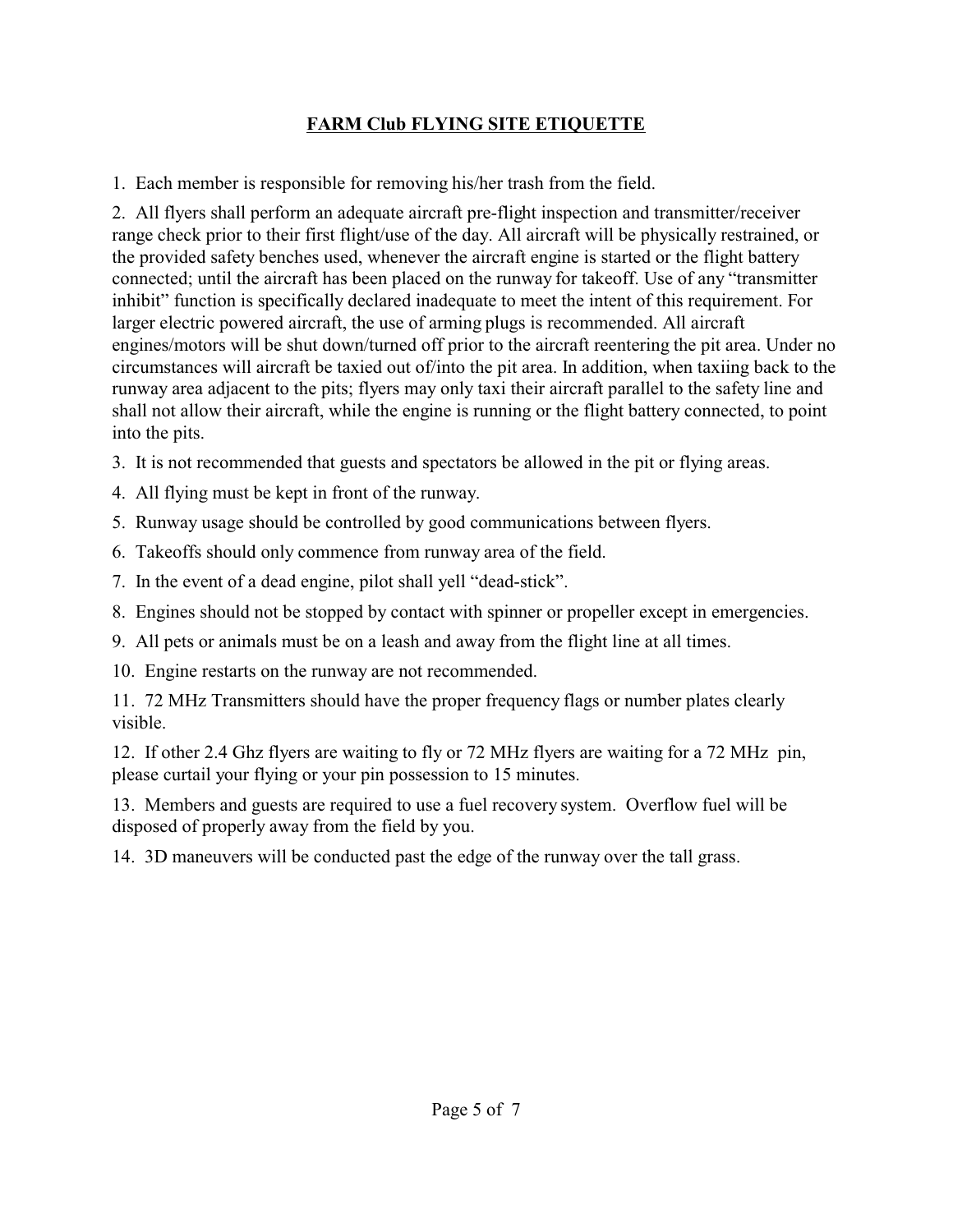## FARM Club FLYING SITE ETIQUETTE

1. Each member is responsible for removing his/her trash from the field.
2. All flyers shall perform an adequate aircraft pre-flight inspection and transmitter/receiver range check prior to their first flight/use of the day. All aircraft will be physically restrained, or the provided safety benches used, whenever the aircraft engine is started or the flight battery connected; until the aircraft has been placed on the runway for takeoff. Use of any "transmitter inhibit" function is specifically declared inadequate to meet the intent of this requirement. For larger electric powered aircraft, the use of arming plugs is recommended. All aircraft engines/motors will be shut down/turned off prior to the aircraft reentering the pit area. Under no circumstances will aircraft be taxied out of/into the pit area. In addition, when taxiing back to the runway area adjacent to the pits; flyers may only taxi their aircraft parallel to the safety line and shall not allow their aircraft, while the engine is running or the flight battery connected, to point into the pits.
3. It is not recommended that guests and spectators be allowed in the pit or flying areas.
4. All flying must be kept in front of the runway.
5. Runway usage should be controlled by good communications between flyers.
6. Takeoffs should only commence from runway area of the field.
7. In the event of a dead engine, pilot shall yell "dead-stick".
8. Engines should not be stopped by contact with spinner or propeller except in emergencies.
9. All pets or animals must be on a leash and away from the flight line at all times.
10. Engine restarts on the runway are not recommended.
11. 72 MHz Transmitters should have the proper frequency flags or number plates clearly visible.
12. If other 2.4 Ghz flyers are waiting to fly or 72 MHz flyers are waiting for a 72 MHz pin, please curtail your flying or your pin possession to 15 minutes.
13. Members and guests are required to use a fuel recovery system. Overflow fuel will be disposed of properly away from the field by you.
14. 3D maneuvers will be conducted past the edge of the runway over the tall grass.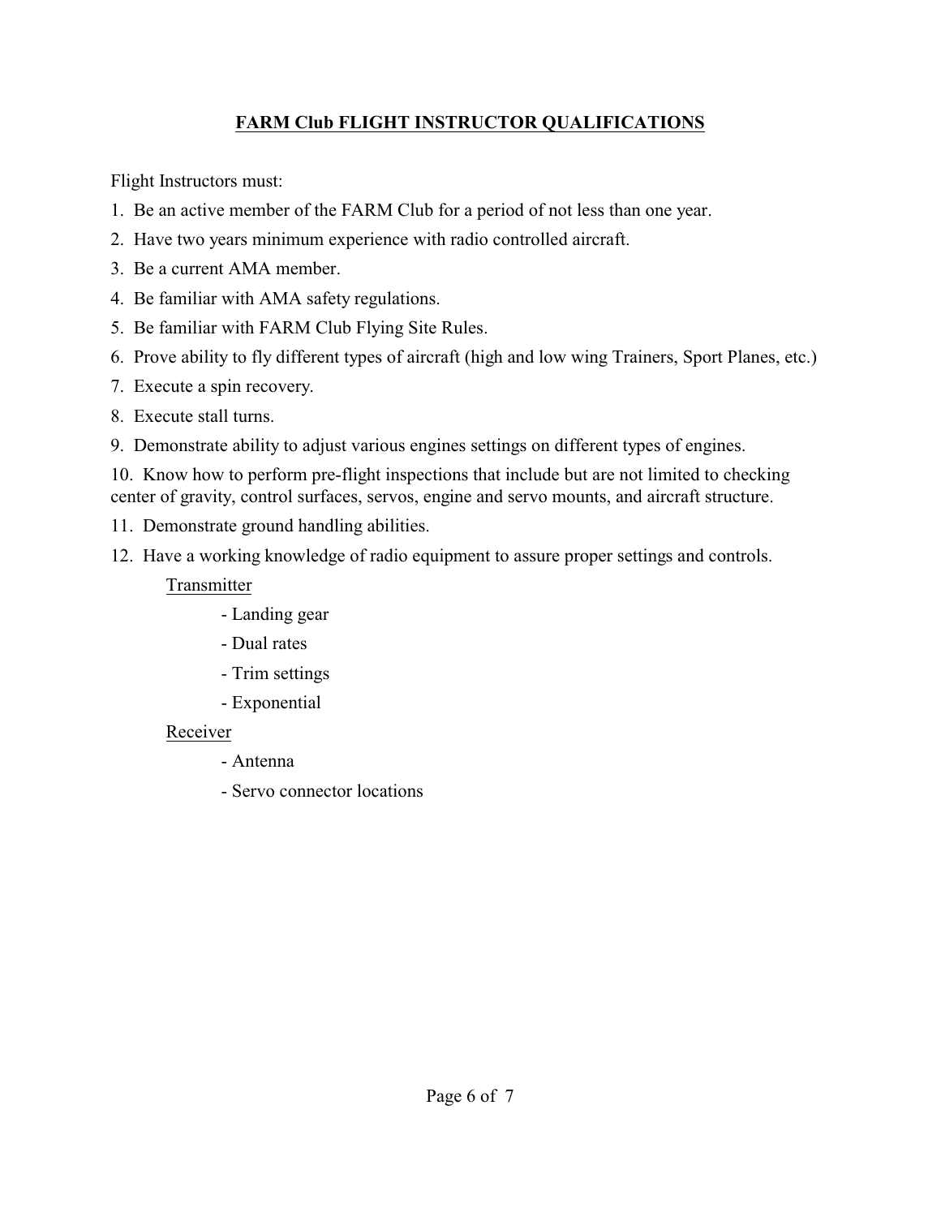# **FARM Club FLIGHT INSTRUCTOR QUALIFICATIONS**

Flight Instructors must:

1. Be an active member of the FARM Club for a period of not less than one year.
2. Have two years minimum experience with radio controlled aircraft.
3. Be a current AMA member.
4. Be familiar with AMA safety regulations.
5. Be familiar with FARM Club Flying Site Rules.
6. Prove ability to fly different types of aircraft (high and low wing Trainers, Sport Planes, etc.)
7. Execute a spin recovery.
8. Execute stall turns.
9. Demonstrate ability to adjust various engines settings on different types of engines.
10. Know how to perform pre-flight inspections that include but are not limited to checking center of gravity, control surfaces, servos, engine and servo mounts, and aircraft structure.
11. Demonstrate ground handling abilities.
12. Have a working knowledge of radio equipment to assure proper settings and controls.

    Transmitter

    - Landing gear
    - Dual rates
    - Trim settings
    - Exponential

    Receiver

    - Antenna
    - Servo connector locations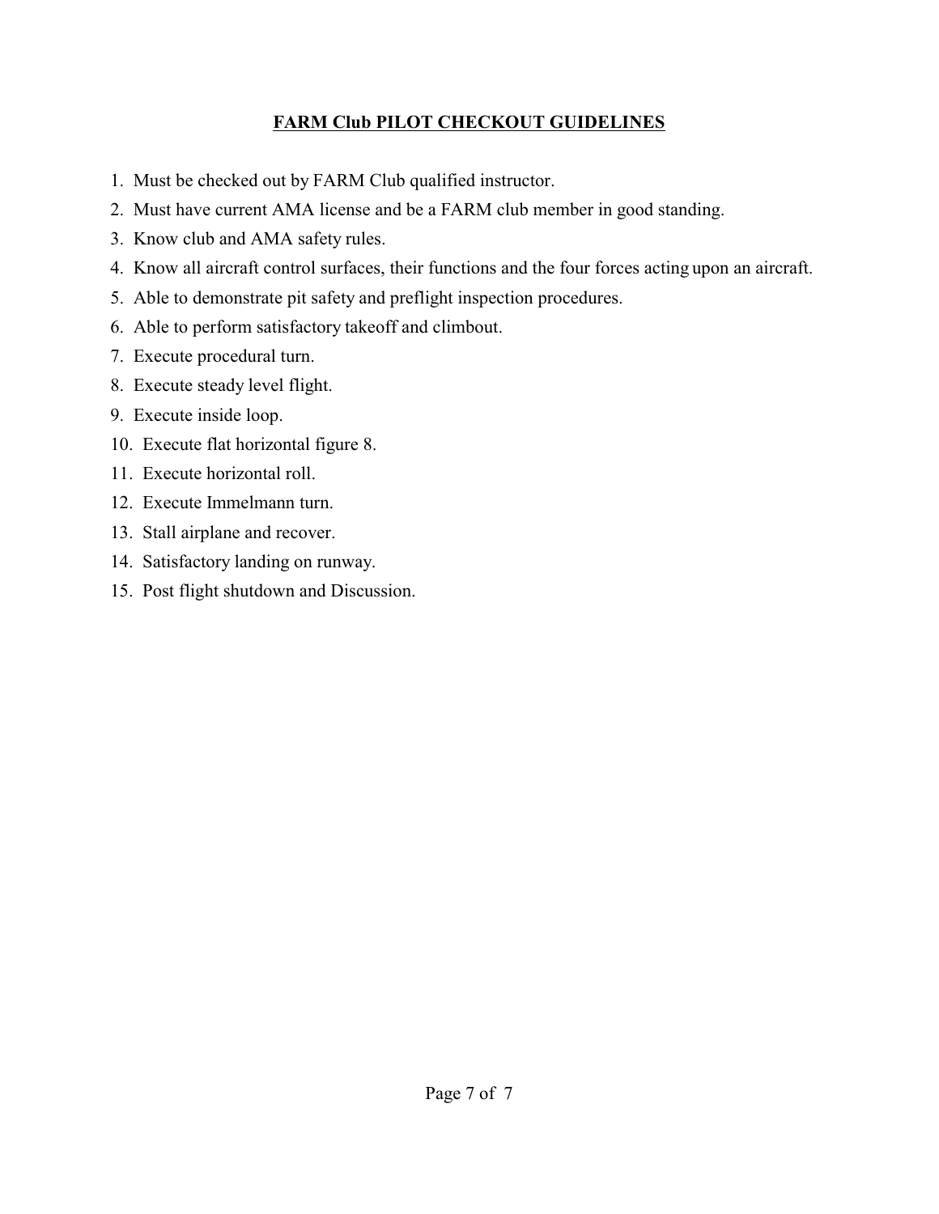## FARM Club PILOT CHECKOUT GUIDELINES

1. Must be checked out by FARM Club qualified instructor.
2. Must have current AMA license and be a FARM club member in good standing.
3. Know club and AMA safety rules.
4. Know all aircraft control surfaces, their functions and the four forces acting upon an aircraft.
5. Able to demonstrate pit safety and preflight inspection procedures.
6. Able to perform satisfactory takeoff and climbout.
7. Execute procedural turn.
8. Execute steady level flight.
9. Execute inside loop.
10. Execute flat horizontal figure 8.
11. Execute horizontal roll.
12. Execute Immelmann turn.
13. Stall airplane and recover.
14. Satisfactory landing on runway.
15. Post flight shutdown and Discussion.